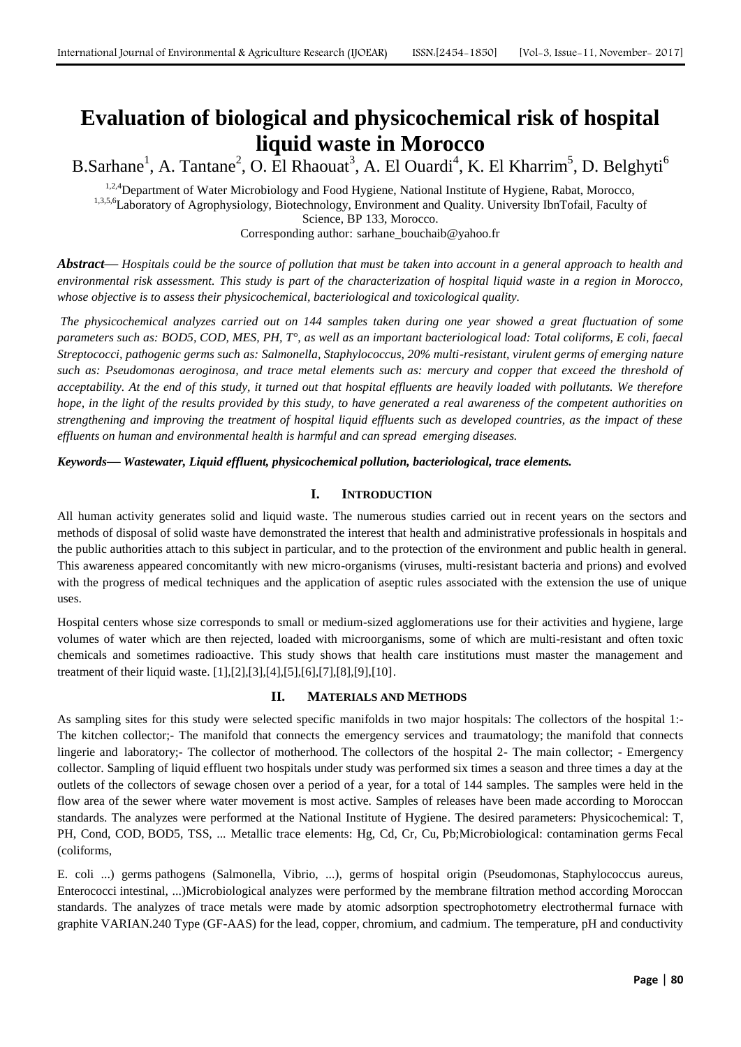# Evaluation of biological and physicochemical risk of hospital liquid waste in Morocco

B.Sarhane[1], A. Tantane[2], O. El Rhaouat[3], A. El Ouardi[4], K. El Kharrim[5], D. Belghyti[6]

[1,2,4]Department of Water Microbiology and Food Hygiene, National Institute of Hygiene, Rabat, Morocco,
[1,3,5,6]Laboratory of Agrophysiology, Biotechnology, Environment and Quality. University IbnTofail, Faculty of Science, BP 133, Morocco.
Corresponding author: sarhane_bouchaib@yahoo.fr

***Abstract*****—** *Hospitals could be the source of pollution that must be taken into account in a general approach to health and environmental risk assessment. This study is part of the characterization of hospital liquid waste in a region in Morocco, whose objective is to assess their physicochemical, bacteriological and toxicological quality.*

*The physicochemical analyzes carried out on 144 samples taken during one year showed a great fluctuation of some parameters such as: BOD5, COD, MES, PH, T°, as well as an important bacteriological load: Total coliforms, E coli, faecal Streptococci, pathogenic germs such as: Salmonella, Staphylococcus, 20% multi-resistant, virulent germs of emerging nature such as: Pseudomonas aeroginosa, and trace metal elements such as: mercury and copper that exceed the threshold of acceptability. At the end of this study, it turned out that hospital effluents are heavily loaded with pollutants. We therefore hope, in the light of the results provided by this study, to have generated a real awareness of the competent authorities on strengthening and improving the treatment of hospital liquid effluents such as developed countries, as the impact of these effluents on human and environmental health is harmful and can spread emerging diseases.*

***Keywords*****— *Wastewater, Liquid effluent, physicochemical pollution, bacteriological, trace elements.***

## I. INTRODUCTION

All human activity generates solid and liquid waste. The numerous studies carried out in recent years on the sectors and methods of disposal of solid waste have demonstrated the interest that health and administrative professionals in hospitals and the public authorities attach to this subject in particular, and to the protection of the environment and public health in general. This awareness appeared concomitantly with new micro-organisms (viruses, multi-resistant bacteria and prions) and evolved with the progress of medical techniques and the application of aseptic rules associated with the extension the use of unique uses.

Hospital centers whose size corresponds to small or medium-sized agglomerations use for their activities and hygiene, large volumes of water which are then rejected, loaded with microorganisms, some of which are multi-resistant and often toxic chemicals and sometimes radioactive. This study shows that health care institutions must master the management and treatment of their liquid waste. [1],[2],[3],[4],[5],[6],[7],[8],[9],[10].

## II. MATERIALS AND METHODS

As sampling sites for this study were selected specific manifolds in two major hospitals: The collectors of the hospital 1:- The kitchen collector;- The manifold that connects the emergency services and traumatology; the manifold that connects lingerie and laboratory;- The collector of motherhood. The collectors of the hospital 2- The main collector; - Emergency collector. Sampling of liquid effluent two hospitals under study was performed six times a season and three times a day at the outlets of the collectors of sewage chosen over a period of a year, for a total of 144 samples. The samples were held in the flow area of the sewer where water movement is most active. Samples of releases have been made according to Moroccan standards. The analyzes were performed at the National Institute of Hygiene. The desired parameters: Physicochemical: T, PH, Cond, COD, BOD5, TSS, ... Metallic trace elements: Hg, Cd, Cr, Cu, Pb;Microbiological: contamination germs Fecal (coliforms,

E. coli ...) germs pathogens (Salmonella, Vibrio, ...), germs of hospital origin (Pseudomonas, Staphylococcus aureus, Enterococci intestinal, ...)Microbiological analyzes were performed by the membrane filtration method according Moroccan standards. The analyzes of trace metals were made by atomic adsorption spectrophotometry electrothermal furnace with graphite VARIAN.240 Type (GF-AAS) for the lead, copper, chromium, and cadmium. The temperature, pH and conductivity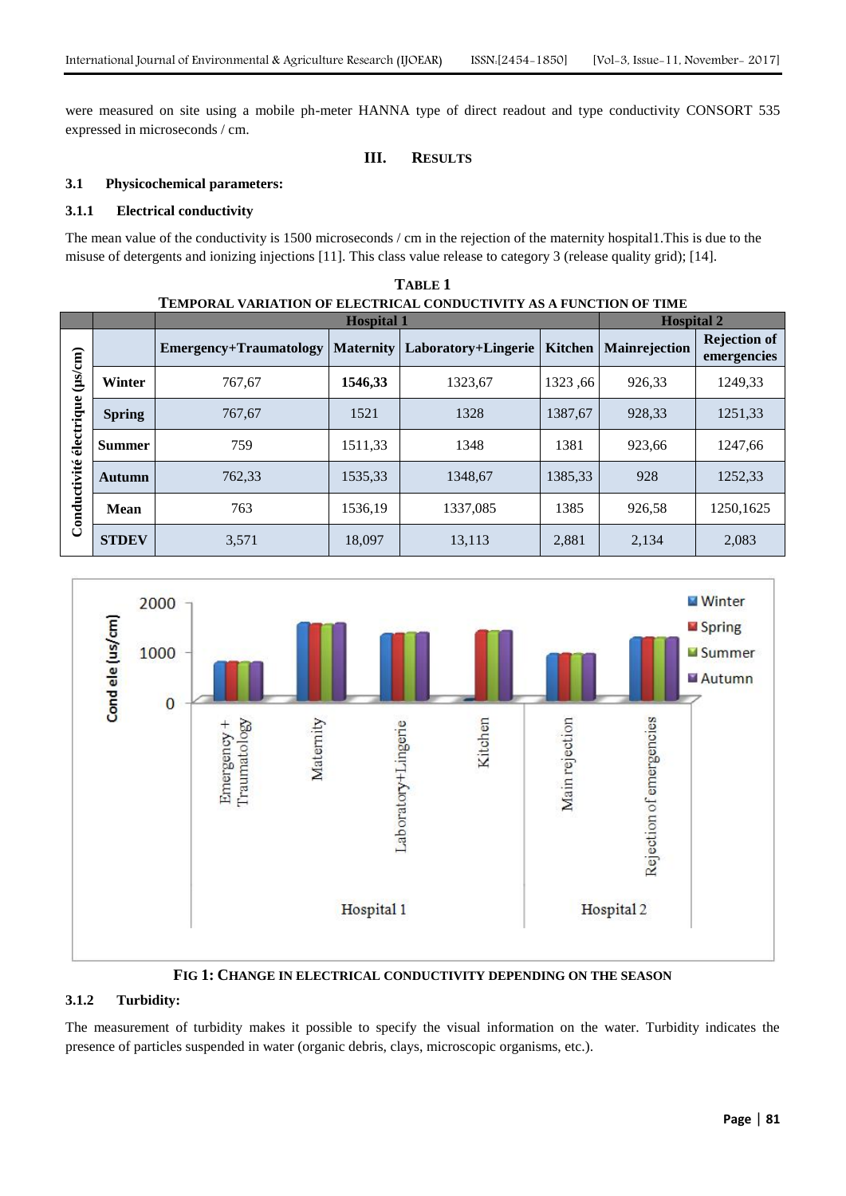were measured on site using a mobile ph-meter HANNA type of direct readout and type conductivity CONSORT 535 expressed in microseconds / cm.

## III. RESULTS

### 3.1 Physicochemical parameters:

#### 3.1.1 Electrical conductivity

The mean value of the conductivity is 1500 microseconds / cm in the rejection of the maternity hospital1.This is due to the misuse of detergents and ionizing injections [11]. This class value release to category 3 (release quality grid); [14].

**TABLE 1**
**TEMPORAL VARIATION OF ELECTRICAL CONDUCTIVITY AS A FUNCTION OF TIME**

| | | Hospital 1 | | | | Hospital 2 | |
|---|---|---|---|---|---|---|---|
| | | Emergency+Traumatology | Maternity | Laboratory+Lingerie | Kitchen | Mainrejection | Rejection of emergencies |
| Conductivité électrique (µs/cm) | Winter | 767,67 | **1546,33** | 1323,67 | 1323 ,66 | 926,33 | 1249,33 |
| | Spring | 767,67 | 1521 | 1328 | 1387,67 | 928,33 | 1251,33 |
| | Summer | 759 | 1511,33 | 1348 | 1381 | 923,66 | 1247,66 |
| | Autumn | 762,33 | 1535,33 | 1348,67 | 1385,33 | 928 | 1252,33 |
| | Mean | 763 | 1536,19 | 1337,085 | 1385 | 926,58 | 1250,1625 |
| | STDEV | 3,571 | 18,097 | 13,113 | 2,881 | 2,134 | 2,083 |

**FIG 1: CHANGE IN ELECTRICAL CONDUCTIVITY DEPENDING ON THE SEASON**

#### 3.1.2 Turbidity:

The measurement of turbidity makes it possible to specify the visual information on the water. Turbidity indicates the presence of particles suspended in water (organic debris, clays, microscopic organisms, etc.).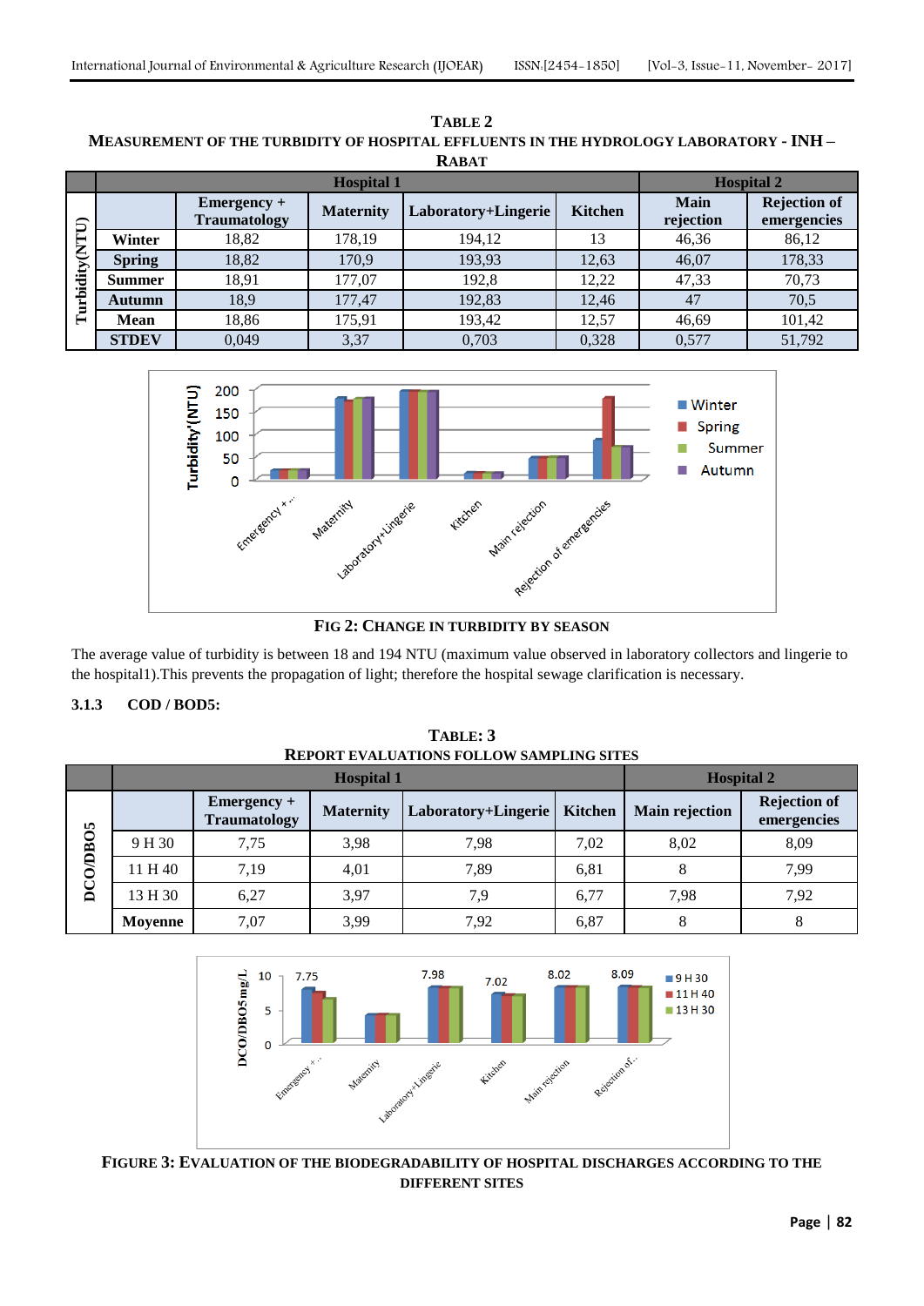**TABLE 2**

**MEASUREMENT OF THE TURBIDITY OF HOSPITAL EFFLUENTS IN THE HYDROLOGY LABORATORY - INH – RABAT**

| | | Hospital 1 | | | | Hospital 2 | |
|---|---|---|---|---|---|---|---|
| Turbidity(NTU) | | Emergency + Traumatology | Maternity | Laboratory+Lingerie | Kitchen | Main rejection | Rejection of emergencies |
| | Winter | 18,82 | 178,19 | 194,12 | 13 | 46,36 | 86,12 |
| | Spring | 18,82 | 170,9 | 193,93 | 12,63 | 46,07 | 178,33 |
| | Summer | 18,91 | 177,07 | 192,8 | 12,22 | 47,33 | 70,73 |
| | Autumn | 18,9 | 177,47 | 192,83 | 12,46 | 47 | 70,5 |
| | Mean | 18,86 | 175,91 | 193,42 | 12,57 | 46,69 | 101,42 |
| | STDEV | 0,049 | 3,37 | 0,703 | 0,328 | 0,577 | 51,792 |

**FIG 2: CHANGE IN TURBIDITY BY SEASON**

The average value of turbidity is between 18 and 194 NTU (maximum value observed in laboratory collectors and lingerie to the hospital1).This prevents the propagation of light; therefore the hospital sewage clarification is necessary.

### 3.1.3 COD / BOD5:

**TABLE: 3**

**REPORT EVALUATIONS FOLLOW SAMPLING SITES**

| | | Hospital 1 | | | | Hospital 2 | |
|---|---|---|---|---|---|---|---|
| DCO/DBO5 | | Emergency + Traumatology | Maternity | Laboratory+Lingerie | Kitchen | Main rejection | Rejection of emergencies |
| | 9 H 30 | 7,75 | 3,98 | 7,98 | 7,02 | 8,02 | 8,09 |
| | 11 H 40 | 7,19 | 4,01 | 7,89 | 6,81 | 8 | 7,99 |
| | 13 H 30 | 6,27 | 3,97 | 7,9 | 6,77 | 7,98 | 7,92 |
| | Moyenne | 7,07 | 3,99 | 7,92 | 6,87 | 8 | 8 |

**FIGURE 3: EVALUATION OF THE BIODEGRADABILITY OF HOSPITAL DISCHARGES ACCORDING TO THE DIFFERENT SITES**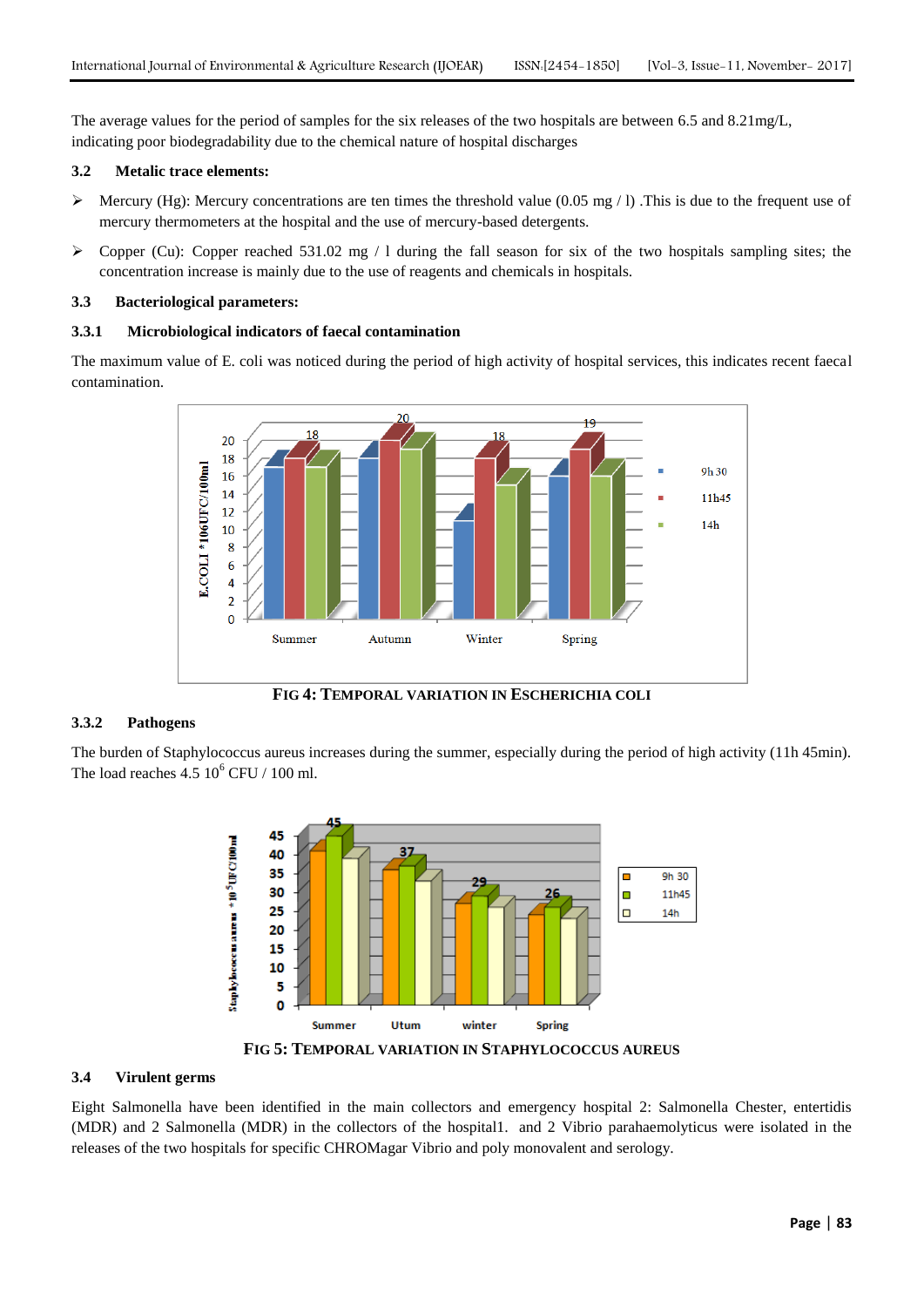The average values for the period of samples for the six releases of the two hospitals are between 6.5 and 8.21mg/L, indicating poor biodegradability due to the chemical nature of hospital discharges

### 3.2 Metalic trace elements:

- Mercury (Hg): Mercury concentrations are ten times the threshold value (0.05 mg / l) .This is due to the frequent use of mercury thermometers at the hospital and the use of mercury-based detergents.
- Copper (Cu): Copper reached 531.02 mg / l during the fall season for six of the two hospitals sampling sites; the concentration increase is mainly due to the use of reagents and chemicals in hospitals.

### 3.3 Bacteriological parameters:

#### 3.3.1 Microbiological indicators of faecal contamination

The maximum value of E. coli was noticed during the period of high activity of hospital services, this indicates recent faecal contamination.

**FIG 4: TEMPORAL VARIATION IN ESCHERICHIA COLI**

#### 3.3.2 Pathogens

The burden of Staphylococcus aureus increases during the summer, especially during the period of high activity (11h 45min). The load reaches 4.5 $10^6$ CFU / 100 ml.

**FIG 5: TEMPORAL VARIATION IN STAPHYLOCOCCUS AUREUS**

### 3.4 Virulent germs

Eight Salmonella have been identified in the main collectors and emergency hospital 2: Salmonella Chester, entertidis (MDR) and 2 Salmonella (MDR) in the collectors of the hospital1. and 2 Vibrio parahaemolyticus were isolated in the releases of the two hospitals for specific CHROMagar Vibrio and poly monovalent and serology.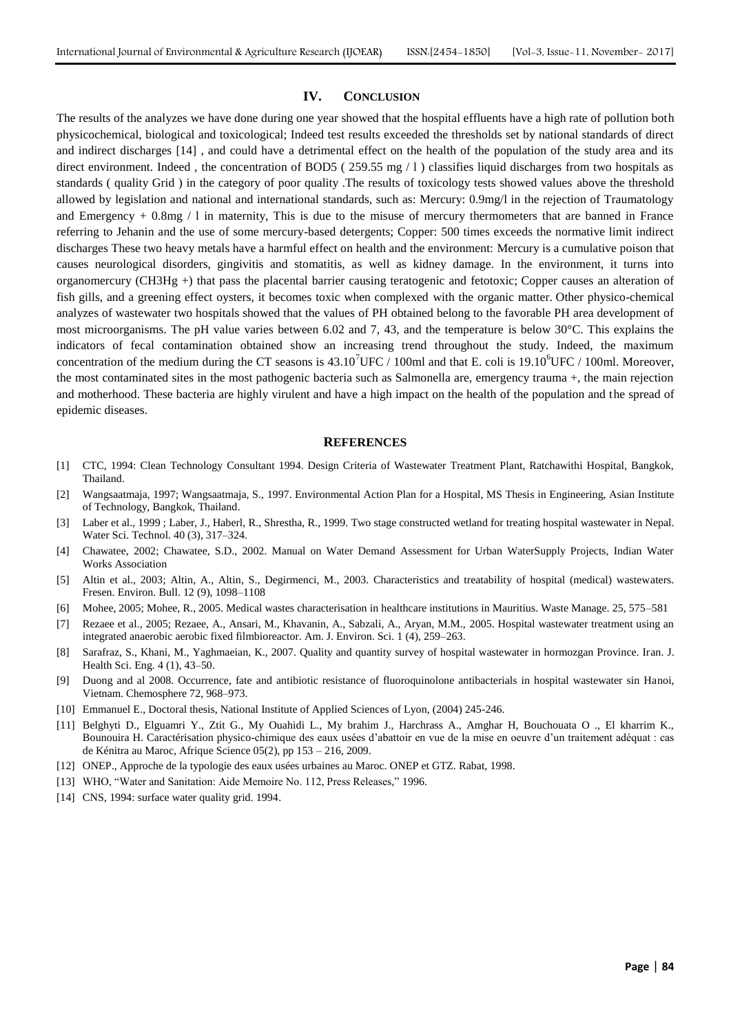## IV. CONCLUSION

The results of the analyzes we have done during one year showed that the hospital effluents have a high rate of pollution both physicochemical, biological and toxicological; Indeed test results exceeded the thresholds set by national standards of direct and indirect discharges [14] , and could have a detrimental effect on the health of the population of the study area and its direct environment. Indeed , the concentration of BOD5 ( 259.55 mg / l ) classifies liquid discharges from two hospitals as standards ( quality Grid ) in the category of poor quality .The results of toxicology tests showed values above the threshold allowed by legislation and national and international standards, such as: Mercury: 0.9mg/l in the rejection of Traumatology and Emergency + 0.8mg / l in maternity, This is due to the misuse of mercury thermometers that are banned in France referring to Jehanin and the use of some mercury-based detergents; Copper: 500 times exceeds the normative limit indirect discharges These two heavy metals have a harmful effect on health and the environment: Mercury is a cumulative poison that causes neurological disorders, gingivitis and stomatitis, as well as kidney damage. In the environment, it turns into organomercury ($CH_3Hg^+$) that pass the placental barrier causing teratogenic and fetotoxic; Copper causes an alteration of fish gills, and a greening effect oysters, it becomes toxic when complexed with the organic matter. Other physico-chemical analyzes of wastewater two hospitals showed that the values of PH obtained belong to the favorable PH area development of most microorganisms. The pH value varies between 6.02 and 7, 43, and the temperature is below 30°C. This explains the indicators of fecal contamination obtained show an increasing trend throughout the study. Indeed, the maximum concentration of the medium during the CT seasons is $43.10^7$UFC / 100ml and that E. coli is $19.10^6$UFC / 100ml. Moreover, the most contaminated sites in the most pathogenic bacteria such as Salmonella are, emergency trauma +, the main rejection and motherhood. These bacteria are highly virulent and have a high impact on the health of the population and the spread of epidemic diseases.

## REFERENCES

[1] CTC, 1994: Clean Technology Consultant 1994. Design Criteria of Wastewater Treatment Plant, Ratchawithi Hospital, Bangkok, Thailand.

[2] Wangsaatmaja, 1997; Wangsaatmaja, S., 1997. Environmental Action Plan for a Hospital, MS Thesis in Engineering, Asian Institute of Technology, Bangkok, Thailand.

[3] Laber et al., 1999 ; Laber, J., Haberl, R., Shrestha, R., 1999. Two stage constructed wetland for treating hospital wastewater in Nepal. Water Sci. Technol. 40 (3), 317–324.

[4] Chawatee, 2002; Chawatee, S.D., 2002. Manual on Water Demand Assessment for Urban WaterSupply Projects, Indian Water Works Association

[5] Altin et al., 2003; Altin, A., Altin, S., Degirmenci, M., 2003. Characteristics and treatability of hospital (medical) wastewaters. Fresen. Environ. Bull. 12 (9), 1098–1108

[6] Mohee, 2005; Mohee, R., 2005. Medical wastes characterisation in healthcare institutions in Mauritius. Waste Manage. 25, 575–581

[7] Rezaee et al., 2005; Rezaee, A., Ansari, M., Khavanin, A., Sabzali, A., Aryan, M.M., 2005. Hospital wastewater treatment using an integrated anaerobic aerobic fixed filmbioreactor. Am. J. Environ. Sci. 1 (4), 259–263.

[8] Sarafraz, S., Khani, M., Yaghmaeian, K., 2007. Quality and quantity survey of hospital wastewater in hormozgan Province. Iran. J. Health Sci. Eng. 4 (1), 43–50.

[9] Duong and al 2008. Occurrence, fate and antibiotic resistance of fluoroquinolone antibacterials in hospital wastewater sin Hanoi, Vietnam. Chemosphere 72, 968–973.

[10] Emmanuel E., Doctoral thesis, National Institute of Applied Sciences of Lyon, (2004) 245-246.

[11] Belghyti D., Elguamri Y., Ztit G., My Ouahidi L., My brahim J., Harchrass A., Amghar H, Bouchouata O ., El kharrim K., Bounouira H. Caractérisation physico-chimique des eaux usées d'abattoir en vue de la mise en oeuvre d'un traitement adéquat : cas de Kénitra au Maroc, Afrique Science 05(2), pp 153 – 216, 2009.

[12] ONEP., Approche de la typologie des eaux usées urbaines au Maroc. ONEP et GTZ. Rabat, 1998.

[13] WHO, "Water and Sanitation: Aide Memoire No. 112, Press Releases," 1996.

[14] CNS, 1994: surface water quality grid. 1994.